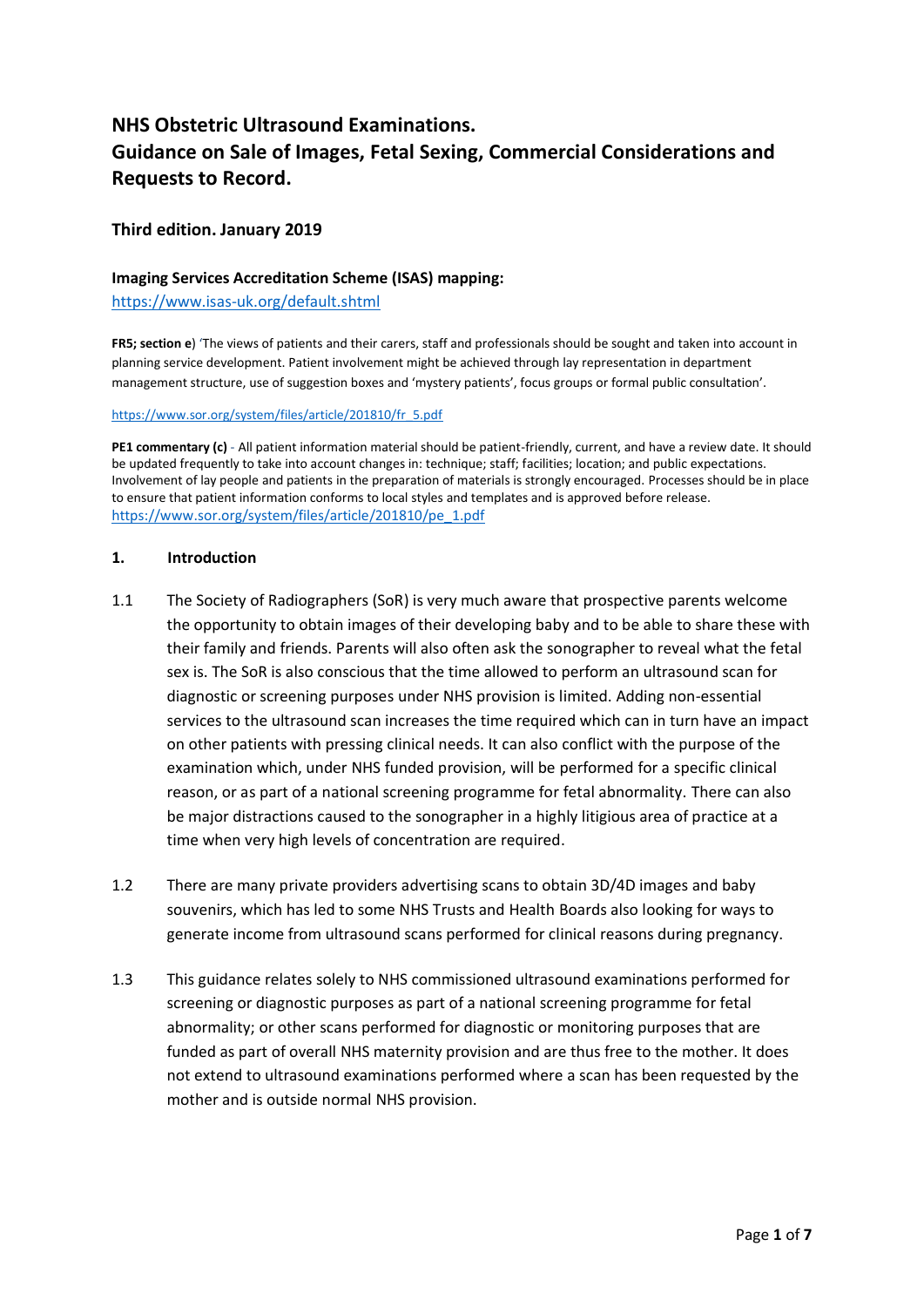# NHS Obstetric Ultrasound Examinations. Guidance on Sale of Images, Fetal Sexing, Commercial Considerations and Requests to Record.

### Third edition. January 2019

**Imaging Services Accreditation Scheme (ISAS) mapping:**
https://www.isas-uk.org/default.shtml

**FR5; section e**) 'The views of patients and their carers, staff and professionals should be sought and taken into account in planning service development. Patient involvement might be achieved through lay representation in department management structure, use of suggestion boxes and 'mystery patients', focus groups or formal public consultation'.

https://www.sor.org/system/files/article/201810/fr_5.pdf

**PE1 commentary (c)** - All patient information material should be patient-friendly, current, and have a review date. It should be updated frequently to take into account changes in: technique; staff; facilities; location; and public expectations. Involvement of lay people and patients in the preparation of materials is strongly encouraged. Processes should be in place to ensure that patient information conforms to local styles and templates and is approved before release.
https://www.sor.org/system/files/article/201810/pe_1.pdf

## 1. Introduction

1.1 The Society of Radiographers (SoR) is very much aware that prospective parents welcome the opportunity to obtain images of their developing baby and to be able to share these with their family and friends. Parents will also often ask the sonographer to reveal what the fetal sex is. The SoR is also conscious that the time allowed to perform an ultrasound scan for diagnostic or screening purposes under NHS provision is limited. Adding non-essential services to the ultrasound scan increases the time required which can in turn have an impact on other patients with pressing clinical needs. It can also conflict with the purpose of the examination which, under NHS funded provision, will be performed for a specific clinical reason, or as part of a national screening programme for fetal abnormality. There can also be major distractions caused to the sonographer in a highly litigious area of practice at a time when very high levels of concentration are required.

1.2 There are many private providers advertising scans to obtain 3D/4D images and baby souvenirs, which has led to some NHS Trusts and Health Boards also looking for ways to generate income from ultrasound scans performed for clinical reasons during pregnancy.

1.3 This guidance relates solely to NHS commissioned ultrasound examinations performed for screening or diagnostic purposes as part of a national screening programme for fetal abnormality; or other scans performed for diagnostic or monitoring purposes that are funded as part of overall NHS maternity provision and are thus free to the mother. It does not extend to ultrasound examinations performed where a scan has been requested by the mother and is outside normal NHS provision.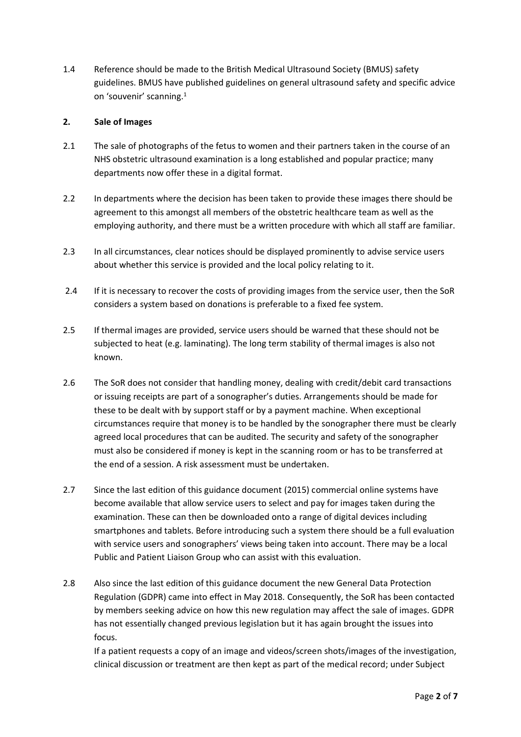1.4 Reference should be made to the British Medical Ultrasound Society (BMUS) safety guidelines. BMUS have published guidelines on general ultrasound safety and specific advice on 'souvenir' scanning.[1]

## 2. Sale of Images

2.1 The sale of photographs of the fetus to women and their partners taken in the course of an NHS obstetric ultrasound examination is a long established and popular practice; many departments now offer these in a digital format.

2.2 In departments where the decision has been taken to provide these images there should be agreement to this amongst all members of the obstetric healthcare team as well as the employing authority, and there must be a written procedure with which all staff are familiar.

2.3 In all circumstances, clear notices should be displayed prominently to advise service users about whether this service is provided and the local policy relating to it.

2.4 If it is necessary to recover the costs of providing images from the service user, then the SoR considers a system based on donations is preferable to a fixed fee system.

2.5 If thermal images are provided, service users should be warned that these should not be subjected to heat (e.g. laminating). The long term stability of thermal images is also not known.

2.6 The SoR does not consider that handling money, dealing with credit/debit card transactions or issuing receipts are part of a sonographer's duties. Arrangements should be made for these to be dealt with by support staff or by a payment machine. When exceptional circumstances require that money is to be handled by the sonographer there must be clearly agreed local procedures that can be audited. The security and safety of the sonographer must also be considered if money is kept in the scanning room or has to be transferred at the end of a session. A risk assessment must be undertaken.

2.7 Since the last edition of this guidance document (2015) commercial online systems have become available that allow service users to select and pay for images taken during the examination. These can then be downloaded onto a range of digital devices including smartphones and tablets. Before introducing such a system there should be a full evaluation with service users and sonographers' views being taken into account. There may be a local Public and Patient Liaison Group who can assist with this evaluation.

2.8 Also since the last edition of this guidance document the new General Data Protection Regulation (GDPR) came into effect in May 2018. Consequently, the SoR has been contacted by members seeking advice on how this new regulation may affect the sale of images. GDPR has not essentially changed previous legislation but it has again brought the issues into focus.

If a patient requests a copy of an image and videos/screen shots/images of the investigation, clinical discussion or treatment are then kept as part of the medical record; under Subject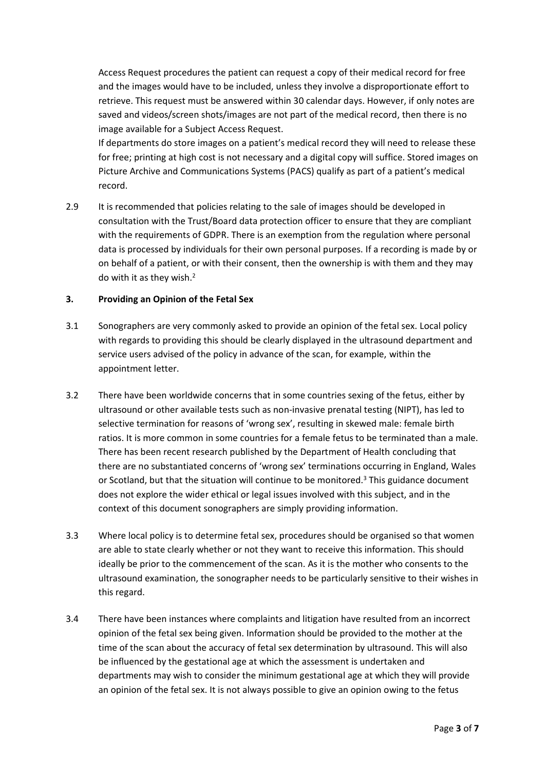Access Request procedures the patient can request a copy of their medical record for free and the images would have to be included, unless they involve a disproportionate effort to retrieve. This request must be answered within 30 calendar days. However, if only notes are saved and videos/screen shots/images are not part of the medical record, then there is no image available for a Subject Access Request.

If departments do store images on a patient's medical record they will need to release these for free; printing at high cost is not necessary and a digital copy will suffice. Stored images on Picture Archive and Communications Systems (PACS) qualify as part of a patient's medical record.

2.9 It is recommended that policies relating to the sale of images should be developed in consultation with the Trust/Board data protection officer to ensure that they are compliant with the requirements of GDPR. There is an exemption from the regulation where personal data is processed by individuals for their own personal purposes. If a recording is made by or on behalf of a patient, or with their consent, then the ownership is with them and they may do with it as they wish.[2]

## 3. Providing an Opinion of the Fetal Sex

3.1 Sonographers are very commonly asked to provide an opinion of the fetal sex. Local policy with regards to providing this should be clearly displayed in the ultrasound department and service users advised of the policy in advance of the scan, for example, within the appointment letter.

3.2 There have been worldwide concerns that in some countries sexing of the fetus, either by ultrasound or other available tests such as non-invasive prenatal testing (NIPT), has led to selective termination for reasons of 'wrong sex', resulting in skewed male: female birth ratios. It is more common in some countries for a female fetus to be terminated than a male. There has been recent research published by the Department of Health concluding that there are no substantiated concerns of 'wrong sex' terminations occurring in England, Wales or Scotland, but that the situation will continue to be monitored.[3] This guidance document does not explore the wider ethical or legal issues involved with this subject, and in the context of this document sonographers are simply providing information.

3.3 Where local policy is to determine fetal sex, procedures should be organised so that women are able to state clearly whether or not they want to receive this information. This should ideally be prior to the commencement of the scan. As it is the mother who consents to the ultrasound examination, the sonographer needs to be particularly sensitive to their wishes in this regard.

3.4 There have been instances where complaints and litigation have resulted from an incorrect opinion of the fetal sex being given. Information should be provided to the mother at the time of the scan about the accuracy of fetal sex determination by ultrasound. This will also be influenced by the gestational age at which the assessment is undertaken and departments may wish to consider the minimum gestational age at which they will provide an opinion of the fetal sex. It is not always possible to give an opinion owing to the fetus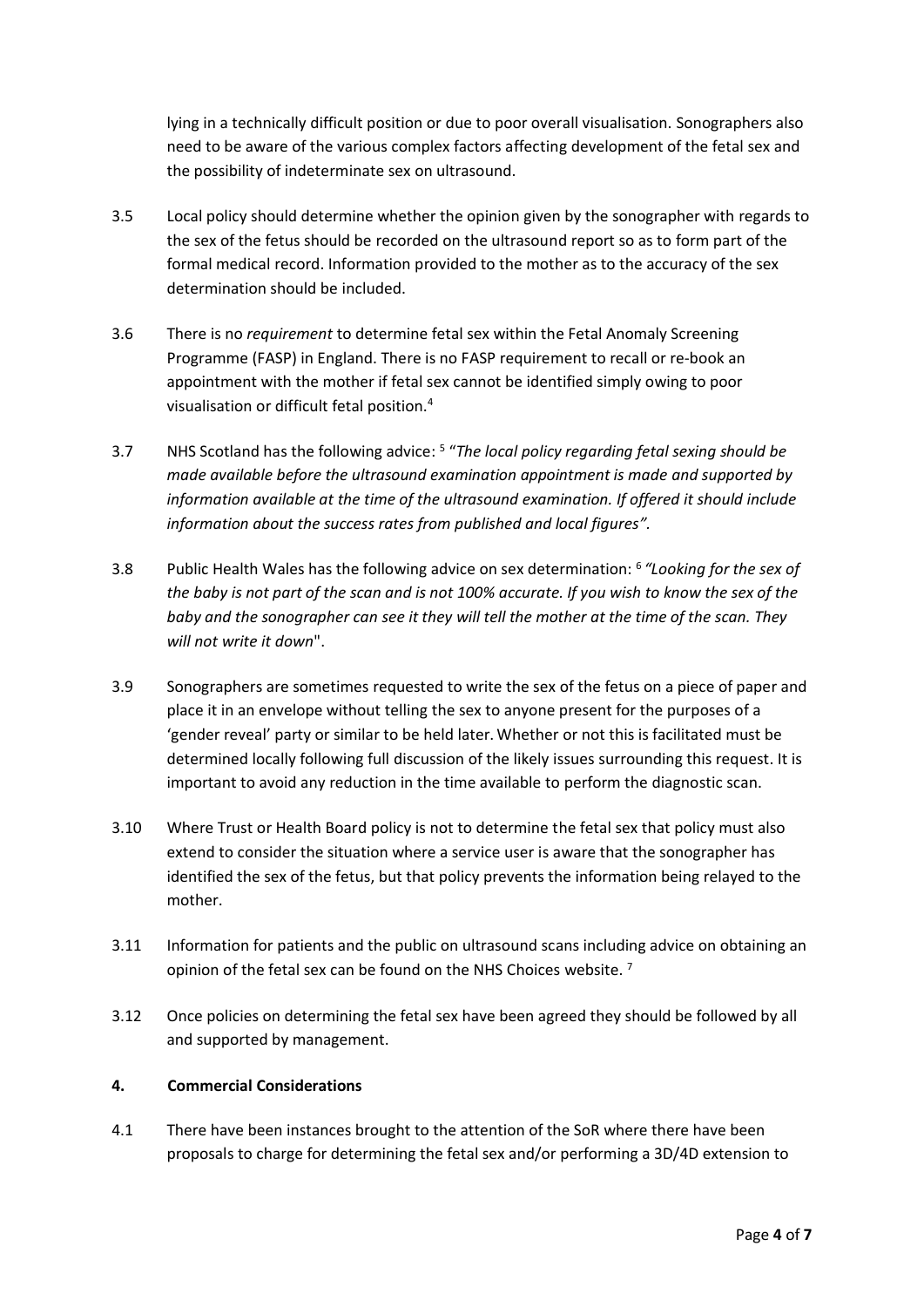lying in a technically difficult position or due to poor overall visualisation. Sonographers also need to be aware of the various complex factors affecting development of the fetal sex and the possibility of indeterminate sex on ultrasound.

3.5 Local policy should determine whether the opinion given by the sonographer with regards to the sex of the fetus should be recorded on the ultrasound report so as to form part of the formal medical record. Information provided to the mother as to the accuracy of the sex determination should be included.

3.6 There is no *requirement* to determine fetal sex within the Fetal Anomaly Screening Programme (FASP) in England. There is no FASP requirement to recall or re-book an appointment with the mother if fetal sex cannot be identified simply owing to poor visualisation or difficult fetal position.[4]

3.7 NHS Scotland has the following advice: [5] "*The local policy regarding fetal sexing should be made available before the ultrasound examination appointment is made and supported by information available at the time of the ultrasound examination. If offered it should include information about the success rates from published and local figures".*

3.8 Public Health Wales has the following advice on sex determination: [6] *"Looking for the sex of the baby is not part of the scan and is not 100% accurate. If you wish to know the sex of the baby and the sonographer can see it they will tell the mother at the time of the scan. They will not write it down*".

3.9 Sonographers are sometimes requested to write the sex of the fetus on a piece of paper and place it in an envelope without telling the sex to anyone present for the purposes of a 'gender reveal' party or similar to be held later. Whether or not this is facilitated must be determined locally following full discussion of the likely issues surrounding this request. It is important to avoid any reduction in the time available to perform the diagnostic scan.

3.10 Where Trust or Health Board policy is not to determine the fetal sex that policy must also extend to consider the situation where a service user is aware that the sonographer has identified the sex of the fetus, but that policy prevents the information being relayed to the mother.

3.11 Information for patients and the public on ultrasound scans including advice on obtaining an opinion of the fetal sex can be found on the NHS Choices website. [7]

3.12 Once policies on determining the fetal sex have been agreed they should be followed by all and supported by management.

## 4. Commercial Considerations

4.1 There have been instances brought to the attention of the SoR where there have been proposals to charge for determining the fetal sex and/or performing a 3D/4D extension to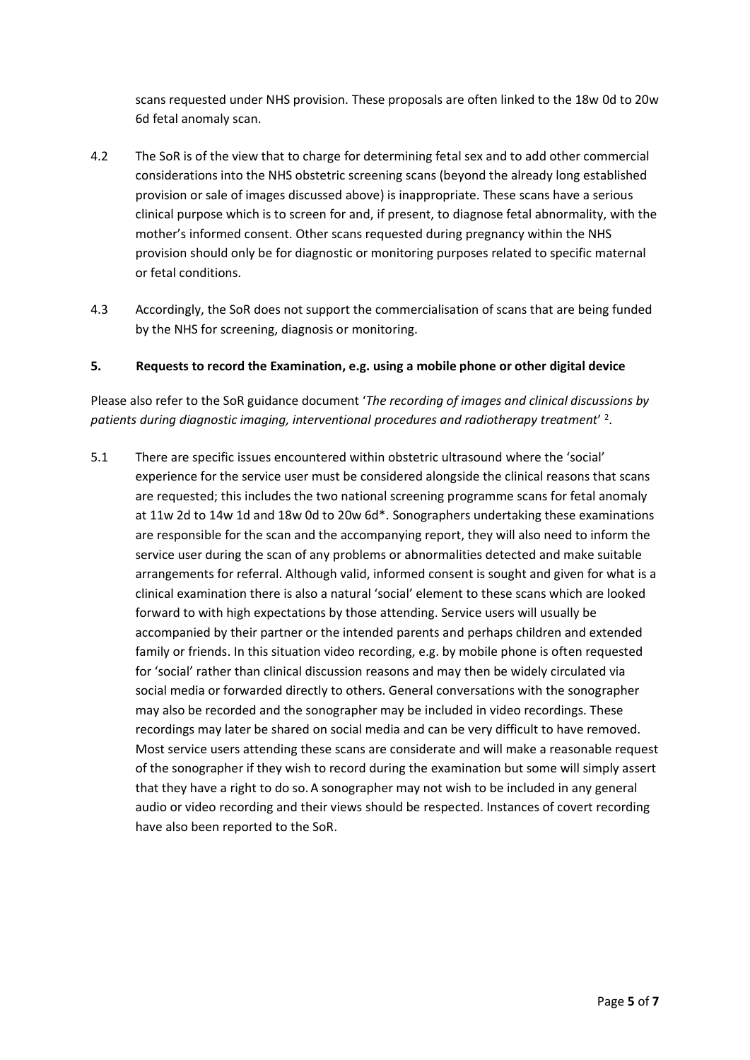scans requested under NHS provision. These proposals are often linked to the 18w 0d to 20w 6d fetal anomaly scan.

4.2 The SoR is of the view that to charge for determining fetal sex and to add other commercial considerations into the NHS obstetric screening scans (beyond the already long established provision or sale of images discussed above) is inappropriate. These scans have a serious clinical purpose which is to screen for and, if present, to diagnose fetal abnormality, with the mother's informed consent. Other scans requested during pregnancy within the NHS provision should only be for diagnostic or monitoring purposes related to specific maternal or fetal conditions.

4.3 Accordingly, the SoR does not support the commercialisation of scans that are being funded by the NHS for screening, diagnosis or monitoring.

## 5. Requests to record the Examination, e.g. using a mobile phone or other digital device

Please also refer to the SoR guidance document '*The recording of images and clinical discussions by patients during diagnostic imaging, interventional procedures and radiotherapy treatment*' [2].

5.1 There are specific issues encountered within obstetric ultrasound where the 'social' experience for the service user must be considered alongside the clinical reasons that scans are requested; this includes the two national screening programme scans for fetal anomaly at 11w 2d to 14w 1d and 18w 0d to 20w 6d*. Sonographers undertaking these examinations are responsible for the scan and the accompanying report, they will also need to inform the service user during the scan of any problems or abnormalities detected and make suitable arrangements for referral. Although valid, informed consent is sought and given for what is a clinical examination there is also a natural 'social' element to these scans which are looked forward to with high expectations by those attending. Service users will usually be accompanied by their partner or the intended parents and perhaps children and extended family or friends. In this situation video recording, e.g. by mobile phone is often requested for 'social' rather than clinical discussion reasons and may then be widely circulated via social media or forwarded directly to others. General conversations with the sonographer may also be recorded and the sonographer may be included in video recordings. These recordings may later be shared on social media and can be very difficult to have removed. Most service users attending these scans are considerate and will make a reasonable request of the sonographer if they wish to record during the examination but some will simply assert that they have a right to do so. A sonographer may not wish to be included in any general audio or video recording and their views should be respected. Instances of covert recording have also been reported to the SoR.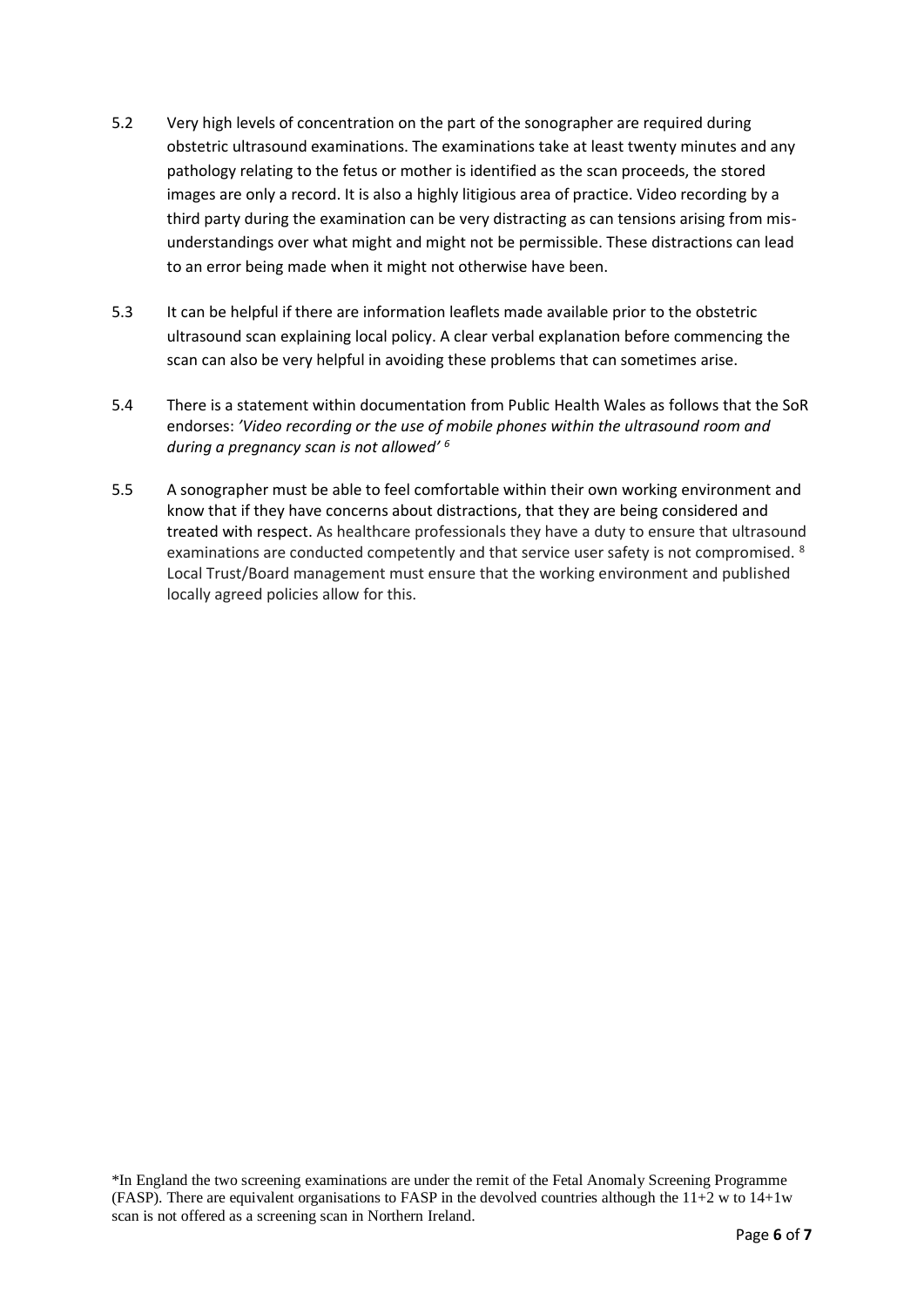5.2 Very high levels of concentration on the part of the sonographer are required during obstetric ultrasound examinations. The examinations take at least twenty minutes and any pathology relating to the fetus or mother is identified as the scan proceeds, the stored images are only a record. It is also a highly litigious area of practice. Video recording by a third party during the examination can be very distracting as can tensions arising from mis-understandings over what might and might not be permissible. These distractions can lead to an error being made when it might not otherwise have been.

5.3 It can be helpful if there are information leaflets made available prior to the obstetric ultrasound scan explaining local policy. A clear verbal explanation before commencing the scan can also be very helpful in avoiding these problems that can sometimes arise.

5.4 There is a statement within documentation from Public Health Wales as follows that the SoR endorses: *'Video recording or the use of mobile phones within the ultrasound room and during a pregnancy scan is not allowed'* [6]

5.5 A sonographer must be able to feel comfortable within their own working environment and know that if they have concerns about distractions, that they are being considered and treated with respect. As healthcare professionals they have a duty to ensure that ultrasound examinations are conducted competently and that service user safety is not compromised. [8] Local Trust/Board management must ensure that the working environment and published locally agreed policies allow for this.

*In England the two screening examinations are under the remit of the Fetal Anomaly Screening Programme (FASP). There are equivalent organisations to FASP in the devolved countries although the 11+2 w to 14+1w scan is not offered as a screening scan in Northern Ireland.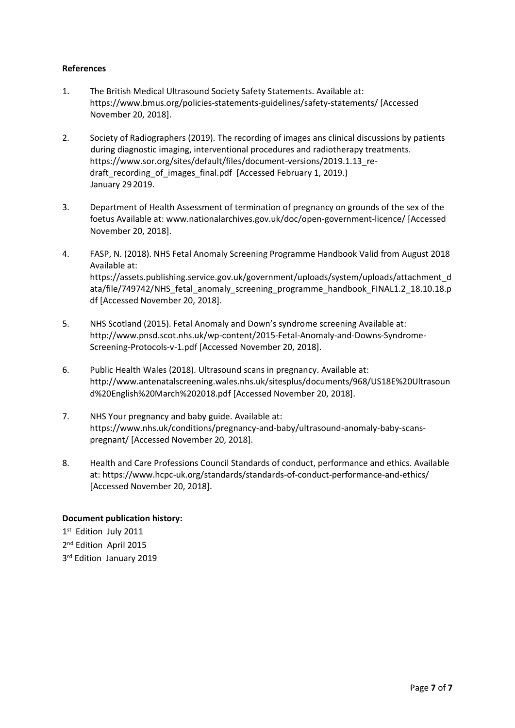**References**

1. The British Medical Ultrasound Society Safety Statements. Available at: https://www.bmus.org/policies-statements-guidelines/safety-statements/ [Accessed November 20, 2018].

2. Society of Radiographers (2019). The recording of images ans clinical discussions by patients during diagnostic imaging, interventional procedures and radiotherapy treatments. https://www.sor.org/sites/default/files/document-versions/2019.1.13_re-draft_recording_of_images_final.pdf [Accessed February 1, 2019.) January 29 2019.

3. Department of Health Assessment of termination of pregnancy on grounds of the sex of the foetus Available at: www.nationalarchives.gov.uk/doc/open-government-licence/ [Accessed November 20, 2018].

4. FASP, N. (2018). NHS Fetal Anomaly Screening Programme Handbook Valid from August 2018 Available at: https://assets.publishing.service.gov.uk/government/uploads/system/uploads/attachment_data/file/749742/NHS_fetal_anomaly_screening_programme_handbook_FINAL1.2_18.10.18.pdf [Accessed November 20, 2018].

5. NHS Scotland (2015). Fetal Anomaly and Down's syndrome screening Available at: http://www.pnsd.scot.nhs.uk/wp-content/2015-Fetal-Anomaly-and-Downs-Syndrome-Screening-Protocols-v-1.pdf [Accessed November 20, 2018].

6. Public Health Wales (2018). Ultrasound scans in pregnancy. Available at: http://www.antenatalscreening.wales.nhs.uk/sitesplus/documents/968/US18E%20Ultrasound%20English%20March%202018.pdf [Accessed November 20, 2018].

7. NHS Your pregnancy and baby guide. Available at: https://www.nhs.uk/conditions/pregnancy-and-baby/ultrasound-anomaly-baby-scans-pregnant/ [Accessed November 20, 2018].

8. Health and Care Professions Council Standards of conduct, performance and ethics. Available at: https://www.hcpc-uk.org/standards/standards-of-conduct-performance-and-ethics/ [Accessed November 20, 2018].

**Document publication history:**

1st Edition July 2011
2nd Edition April 2015
3rd Edition January 2019